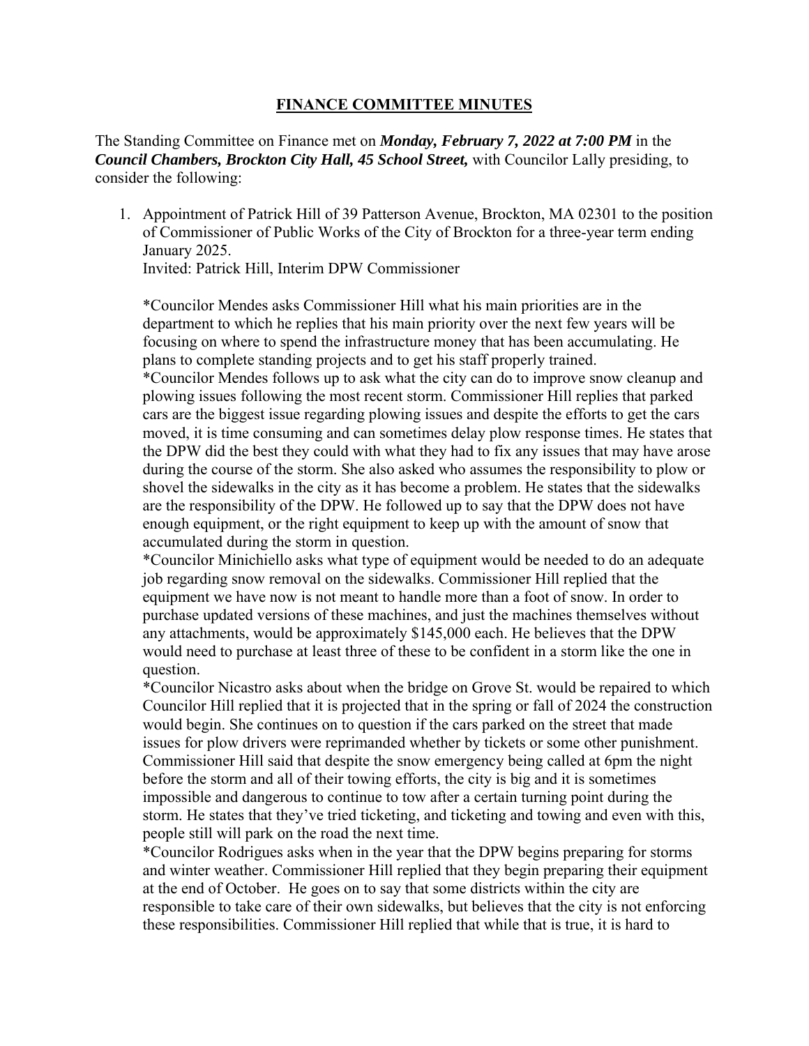# FINANCE COMMITTEE MINUTES

The Standing Committee on Finance met on ***Monday, February 7, 2022 at 7:00 PM*** in the ***Council Chambers, Brockton City Hall, 45 School Street,*** with Councilor Lally presiding, to consider the following:

1. Appointment of Patrick Hill of 39 Patterson Avenue, Brockton, MA 02301 to the position of Commissioner of Public Works of the City of Brockton for a three-year term ending January 2025.
   Invited: Patrick Hill, Interim DPW Commissioner

   *Councilor Mendes asks Commissioner Hill what his main priorities are in the department to which he replies that his main priority over the next few years will be focusing on where to spend the infrastructure money that has been accumulating. He plans to complete standing projects and to get his staff properly trained.
   *Councilor Mendes follows up to ask what the city can do to improve snow cleanup and plowing issues following the most recent storm. Commissioner Hill replies that parked cars are the biggest issue regarding plowing issues and despite the efforts to get the cars moved, it is time consuming and can sometimes delay plow response times. He states that the DPW did the best they could with what they had to fix any issues that may have arose during the course of the storm. She also asked who assumes the responsibility to plow or shovel the sidewalks in the city as it has become a problem. He states that the sidewalks are the responsibility of the DPW. He followed up to say that the DPW does not have enough equipment, or the right equipment to keep up with the amount of snow that accumulated during the storm in question.
   *Councilor Minichiello asks what type of equipment would be needed to do an adequate job regarding snow removal on the sidewalks. Commissioner Hill replied that the equipment we have now is not meant to handle more than a foot of snow. In order to purchase updated versions of these machines, and just the machines themselves without any attachments, would be approximately $145,000 each. He believes that the DPW would need to purchase at least three of these to be confident in a storm like the one in question.
   *Councilor Nicastro asks about when the bridge on Grove St. would be repaired to which Councilor Hill replied that it is projected that in the spring or fall of 2024 the construction would begin. She continues on to question if the cars parked on the street that made issues for plow drivers were reprimanded whether by tickets or some other punishment. Commissioner Hill said that despite the snow emergency being called at 6pm the night before the storm and all of their towing efforts, the city is big and it is sometimes impossible and dangerous to continue to tow after a certain turning point during the storm. He states that they've tried ticketing, and ticketing and towing and even with this, people still will park on the road the next time.
   *Councilor Rodrigues asks when in the year that the DPW begins preparing for storms and winter weather. Commissioner Hill replied that they begin preparing their equipment at the end of October. He goes on to say that some districts within the city are responsible to take care of their own sidewalks, but believes that the city is not enforcing these responsibilities. Commissioner Hill replied that while that is true, it is hard to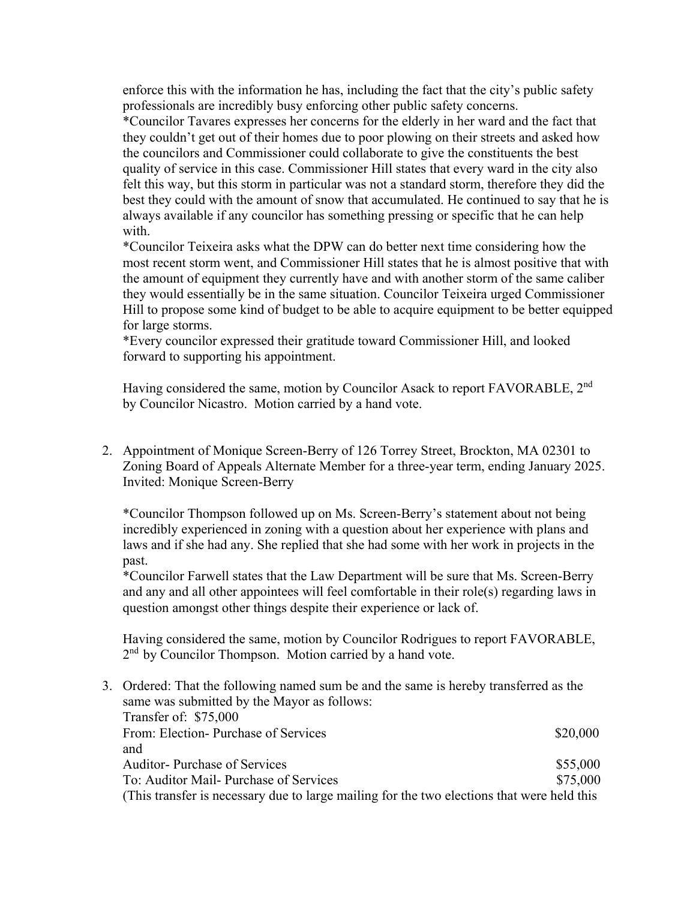enforce this with the information he has, including the fact that the city's public safety professionals are incredibly busy enforcing other public safety concerns.
*Councilor Tavares expresses her concerns for the elderly in her ward and the fact that they couldn't get out of their homes due to poor plowing on their streets and asked how the councilors and Commissioner could collaborate to give the constituents the best quality of service in this case. Commissioner Hill states that every ward in the city also felt this way, but this storm in particular was not a standard storm, therefore they did the best they could with the amount of snow that accumulated. He continued to say that he is always available if any councilor has something pressing or specific that he can help with.
*Councilor Teixeira asks what the DPW can do better next time considering how the most recent storm went, and Commissioner Hill states that he is almost positive that with the amount of equipment they currently have and with another storm of the same caliber they would essentially be in the same situation. Councilor Teixeira urged Commissioner Hill to propose some kind of budget to be able to acquire equipment to be better equipped for large storms.
*Every councilor expressed their gratitude toward Commissioner Hill, and looked forward to supporting his appointment.

Having considered the same, motion by Councilor Asack to report FAVORABLE, 2nd by Councilor Nicastro. Motion carried by a hand vote.

2. Appointment of Monique Screen-Berry of 126 Torrey Street, Brockton, MA 02301 to Zoning Board of Appeals Alternate Member for a three-year term, ending January 2025.
   Invited: Monique Screen-Berry

   *Councilor Thompson followed up on Ms. Screen-Berry's statement about not being incredibly experienced in zoning with a question about her experience with plans and laws and if she had any. She replied that she had some with her work in projects in the past.
   *Councilor Farwell states that the Law Department will be sure that Ms. Screen-Berry and any and all other appointees will feel comfortable in their role(s) regarding laws in question amongst other things despite their experience or lack of.

   Having considered the same, motion by Councilor Rodrigues to report FAVORABLE, 2nd by Councilor Thompson. Motion carried by a hand vote.

3. Ordered: That the following named sum be and the same is hereby transferred as the same was submitted by the Mayor as follows:
   Transfer of: $75,000
   From: Election- Purchase of Services $20,000
   and
   Auditor- Purchase of Services $55,000
   To: Auditor Mail- Purchase of Services $75,000
   (This transfer is necessary due to large mailing for the two elections that were held this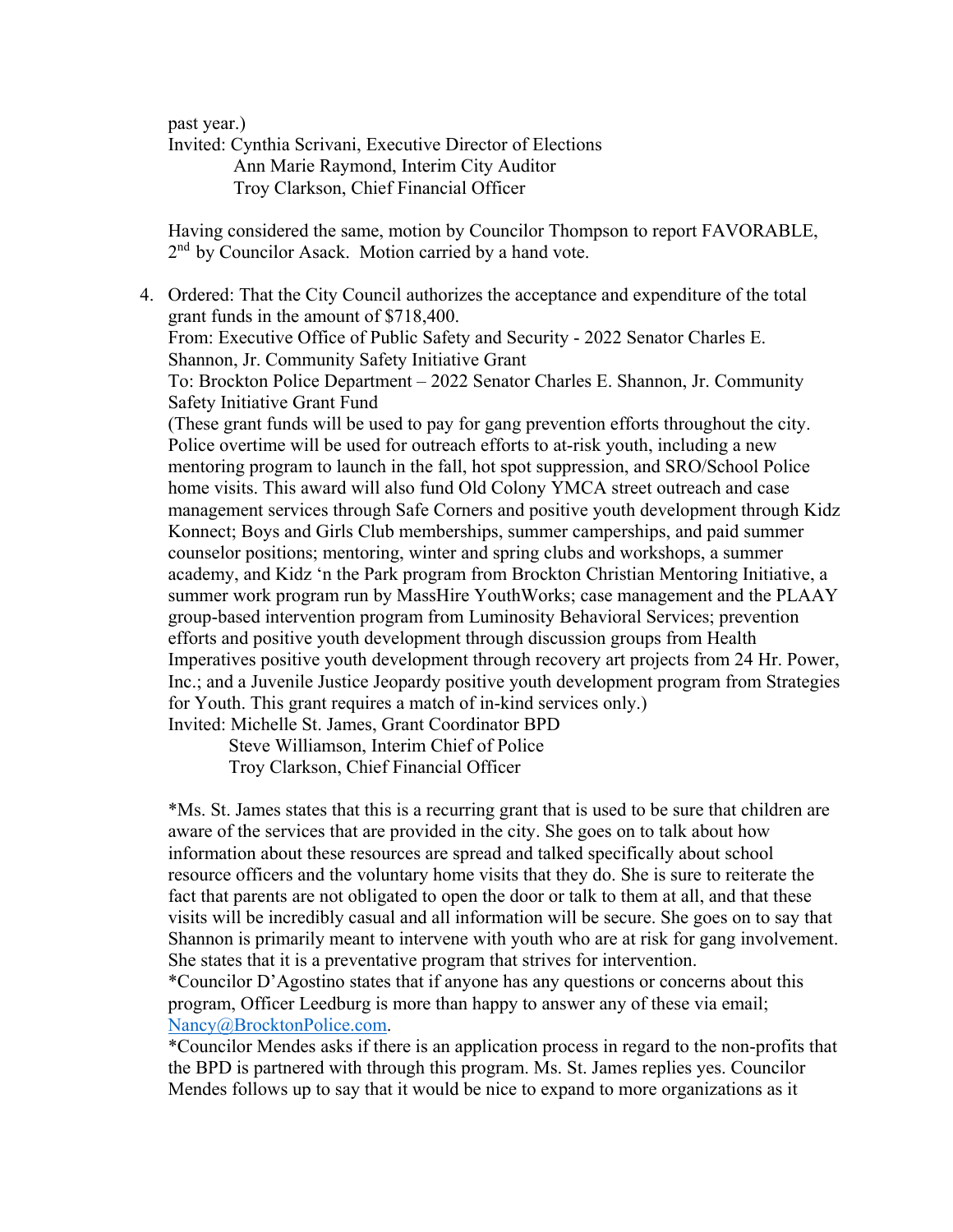past year.)
Invited: Cynthia Scrivani, Executive Director of Elections
Ann Marie Raymond, Interim City Auditor
Troy Clarkson, Chief Financial Officer

Having considered the same, motion by Councilor Thompson to report FAVORABLE, 2nd by Councilor Asack. Motion carried by a hand vote.

4. Ordered: That the City Council authorizes the acceptance and expenditure of the total grant funds in the amount of $718,400.
   From: Executive Office of Public Safety and Security - 2022 Senator Charles E. Shannon, Jr. Community Safety Initiative Grant
   To: Brockton Police Department – 2022 Senator Charles E. Shannon, Jr. Community Safety Initiative Grant Fund
   (These grant funds will be used to pay for gang prevention efforts throughout the city. Police overtime will be used for outreach efforts to at-risk youth, including a new mentoring program to launch in the fall, hot spot suppression, and SRO/School Police home visits. This award will also fund Old Colony YMCA street outreach and case management services through Safe Corners and positive youth development through Kidz Konnect; Boys and Girls Club memberships, summer camperships, and paid summer counselor positions; mentoring, winter and spring clubs and workshops, a summer academy, and Kidz 'n the Park program from Brockton Christian Mentoring Initiative, a summer work program run by MassHire YouthWorks; case management and the PLAAY group-based intervention program from Luminosity Behavioral Services; prevention efforts and positive youth development through discussion groups from Health Imperatives positive youth development through recovery art projects from 24 Hr. Power, Inc.; and a Juvenile Justice Jeopardy positive youth development program from Strategies for Youth. This grant requires a match of in-kind services only.)
   Invited: Michelle St. James, Grant Coordinator BPD
   Steve Williamson, Interim Chief of Police
   Troy Clarkson, Chief Financial Officer

   *Ms. St. James states that this is a recurring grant that is used to be sure that children are aware of the services that are provided in the city. She goes on to talk about how information about these resources are spread and talked specifically about school resource officers and the voluntary home visits that they do. She is sure to reiterate the fact that parents are not obligated to open the door or talk to them at all, and that these visits will be incredibly casual and all information will be secure. She goes on to say that Shannon is primarily meant to intervene with youth who are at risk for gang involvement. She states that it is a preventative program that strives for intervention.
   *Councilor D'Agostino states that if anyone has any questions or concerns about this program, Officer Leedburg is more than happy to answer any of these via email; [Nancy@BrocktonPolice.com](mailto:Nancy@BrocktonPolice.com).
   *Councilor Mendes asks if there is an application process in regard to the non-profits that the BPD is partnered with through this program. Ms. St. James replies yes. Councilor Mendes follows up to say that it would be nice to expand to more organizations as it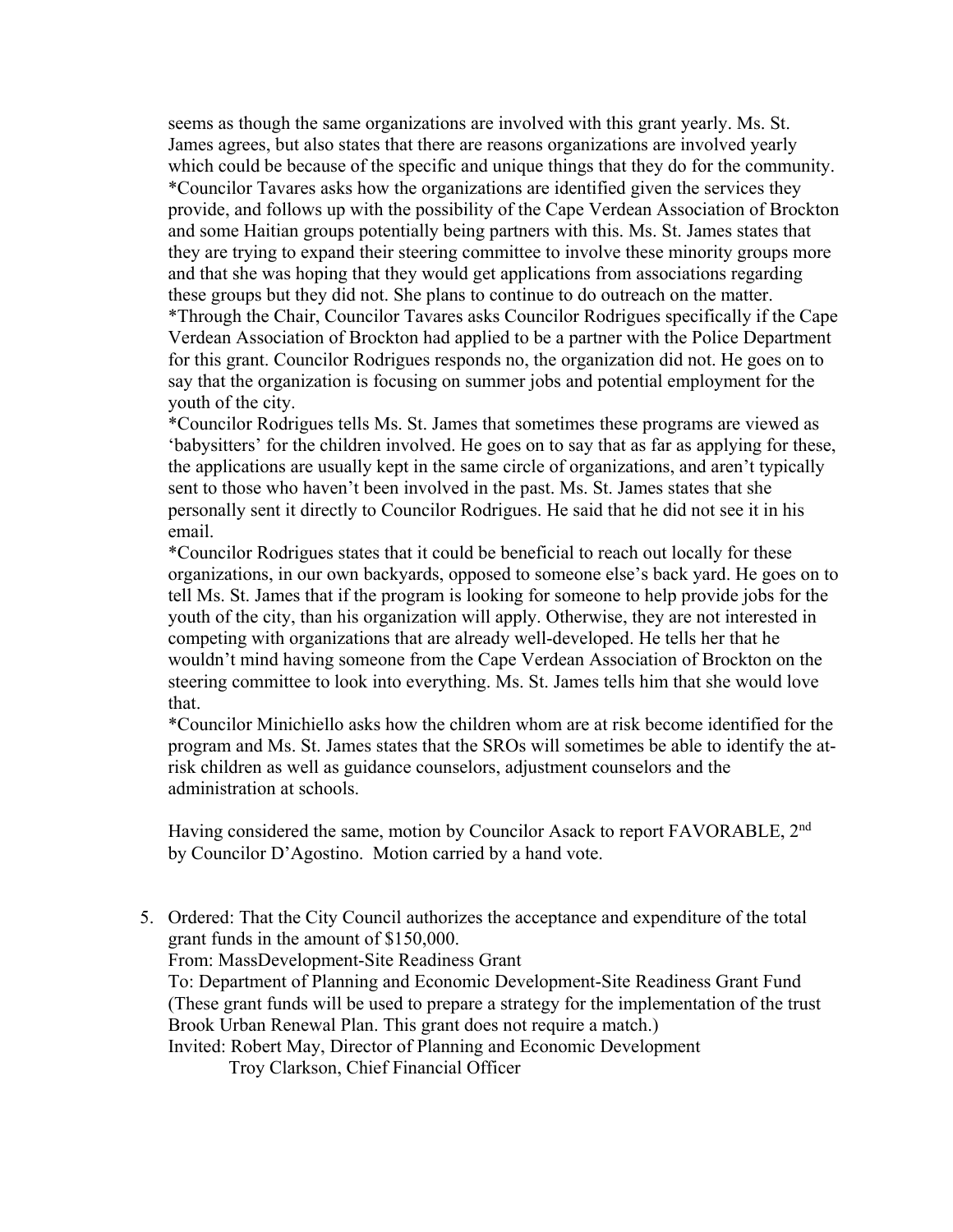seems as though the same organizations are involved with this grant yearly. Ms. St. James agrees, but also states that there are reasons organizations are involved yearly which could be because of the specific and unique things that they do for the community.
*Councilor Tavares asks how the organizations are identified given the services they provide, and follows up with the possibility of the Cape Verdean Association of Brockton and some Haitian groups potentially being partners with this. Ms. St. James states that they are trying to expand their steering committee to involve these minority groups more and that she was hoping that they would get applications from associations regarding these groups but they did not. She plans to continue to do outreach on the matter.
*Through the Chair, Councilor Tavares asks Councilor Rodrigues specifically if the Cape Verdean Association of Brockton had applied to be a partner with the Police Department for this grant. Councilor Rodrigues responds no, the organization did not. He goes on to say that the organization is focusing on summer jobs and potential employment for the youth of the city.
*Councilor Rodrigues tells Ms. St. James that sometimes these programs are viewed as 'babysitters' for the children involved. He goes on to say that as far as applying for these, the applications are usually kept in the same circle of organizations, and aren't typically sent to those who haven't been involved in the past. Ms. St. James states that she personally sent it directly to Councilor Rodrigues. He said that he did not see it in his email.
*Councilor Rodrigues states that it could be beneficial to reach out locally for these organizations, in our own backyards, opposed to someone else's back yard. He goes on to tell Ms. St. James that if the program is looking for someone to help provide jobs for the youth of the city, than his organization will apply. Otherwise, they are not interested in competing with organizations that are already well-developed. He tells her that he wouldn't mind having someone from the Cape Verdean Association of Brockton on the steering committee to look into everything. Ms. St. James tells him that she would love that.
*Councilor Minichiello asks how the children whom are at risk become identified for the program and Ms. St. James states that the SROs will sometimes be able to identify the at-risk children as well as guidance counselors, adjustment counselors and the administration at schools.

Having considered the same, motion by Councilor Asack to report FAVORABLE, 2nd by Councilor D'Agostino. Motion carried by a hand vote.

5. Ordered: That the City Council authorizes the acceptance and expenditure of the total grant funds in the amount of $150,000.
   From: MassDevelopment-Site Readiness Grant
   To: Department of Planning and Economic Development-Site Readiness Grant Fund
   (These grant funds will be used to prepare a strategy for the implementation of the trust Brook Urban Renewal Plan. This grant does not require a match.)
   Invited: Robert May, Director of Planning and Economic Development
   Troy Clarkson, Chief Financial Officer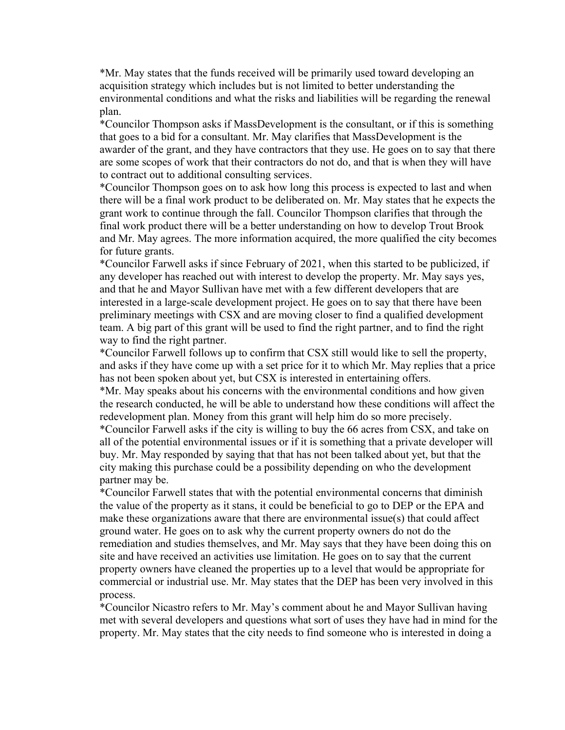*Mr. May states that the funds received will be primarily used toward developing an acquisition strategy which includes but is not limited to better understanding the environmental conditions and what the risks and liabilities will be regarding the renewal plan.

*Councilor Thompson asks if MassDevelopment is the consultant, or if this is something that goes to a bid for a consultant. Mr. May clarifies that MassDevelopment is the awarder of the grant, and they have contractors that they use. He goes on to say that there are some scopes of work that their contractors do not do, and that is when they will have to contract out to additional consulting services.

*Councilor Thompson goes on to ask how long this process is expected to last and when there will be a final work product to be deliberated on. Mr. May states that he expects the grant work to continue through the fall. Councilor Thompson clarifies that through the final work product there will be a better understanding on how to develop Trout Brook and Mr. May agrees. The more information acquired, the more qualified the city becomes for future grants.

*Councilor Farwell asks if since February of 2021, when this started to be publicized, if any developer has reached out with interest to develop the property. Mr. May says yes, and that he and Mayor Sullivan have met with a few different developers that are interested in a large-scale development project. He goes on to say that there have been preliminary meetings with CSX and are moving closer to find a qualified development team. A big part of this grant will be used to find the right partner, and to find the right way to find the right partner.

*Councilor Farwell follows up to confirm that CSX still would like to sell the property, and asks if they have come up with a set price for it to which Mr. May replies that a price has not been spoken about yet, but CSX is interested in entertaining offers.

*Mr. May speaks about his concerns with the environmental conditions and how given the research conducted, he will be able to understand how these conditions will affect the redevelopment plan. Money from this grant will help him do so more precisely.

*Councilor Farwell asks if the city is willing to buy the 66 acres from CSX, and take on all of the potential environmental issues or if it is something that a private developer will buy. Mr. May responded by saying that that has not been talked about yet, but that the city making this purchase could be a possibility depending on who the development partner may be.

*Councilor Farwell states that with the potential environmental concerns that diminish the value of the property as it stans, it could be beneficial to go to DEP or the EPA and make these organizations aware that there are environmental issue(s) that could affect ground water. He goes on to ask why the current property owners do not do the remediation and studies themselves, and Mr. May says that they have been doing this on site and have received an activities use limitation. He goes on to say that the current property owners have cleaned the properties up to a level that would be appropriate for commercial or industrial use. Mr. May states that the DEP has been very involved in this process.

*Councilor Nicastro refers to Mr. May's comment about he and Mayor Sullivan having met with several developers and questions what sort of uses they have had in mind for the property. Mr. May states that the city needs to find someone who is interested in doing a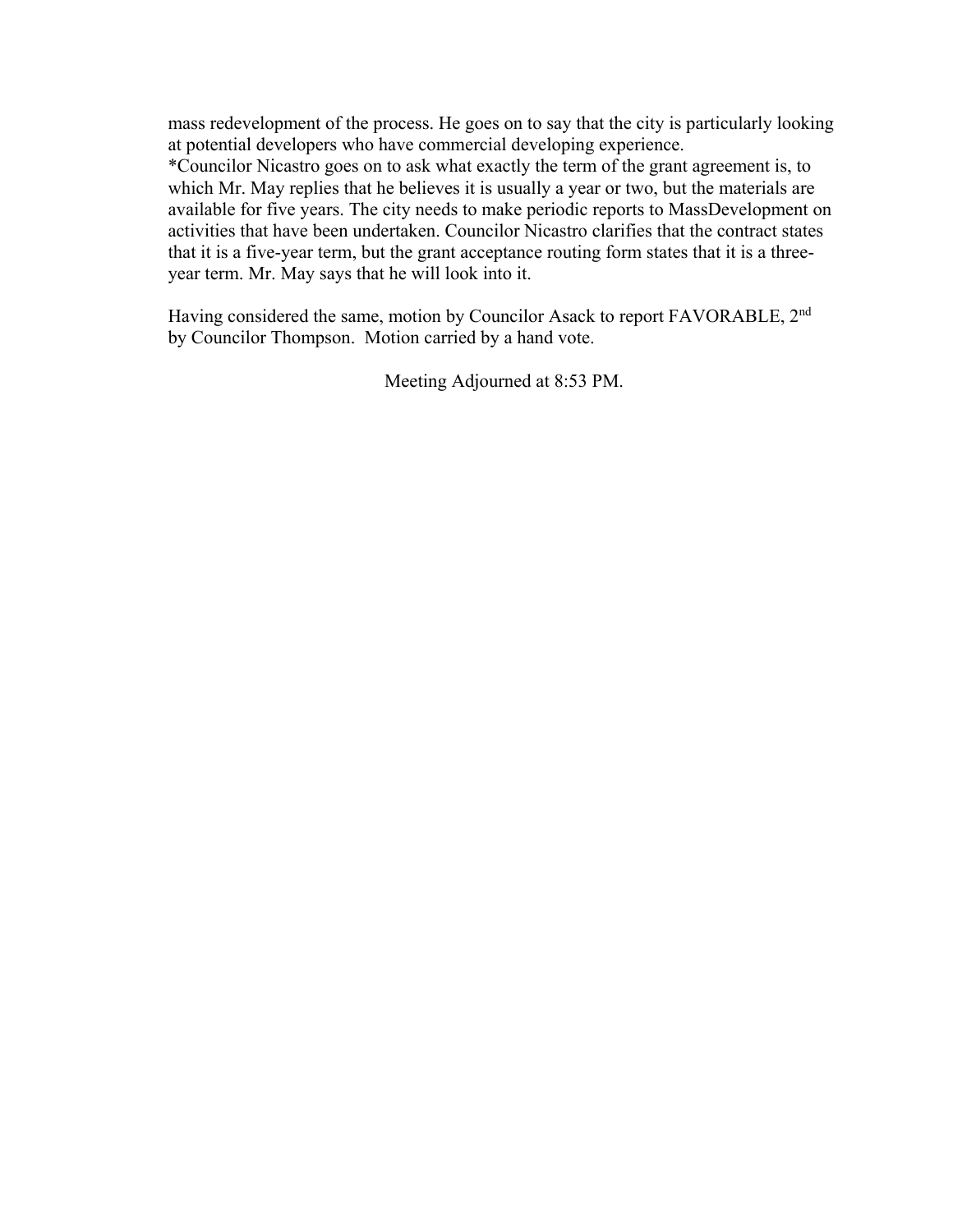mass redevelopment of the process. He goes on to say that the city is particularly looking at potential developers who have commercial developing experience.
*Councilor Nicastro goes on to ask what exactly the term of the grant agreement is, to which Mr. May replies that he believes it is usually a year or two, but the materials are available for five years. The city needs to make periodic reports to MassDevelopment on activities that have been undertaken. Councilor Nicastro clarifies that the contract states that it is a five-year term, but the grant acceptance routing form states that it is a three-year term. Mr. May says that he will look into it.

Having considered the same, motion by Councilor Asack to report FAVORABLE, 2nd by Councilor Thompson. Motion carried by a hand vote.

Meeting Adjourned at 8:53 PM.